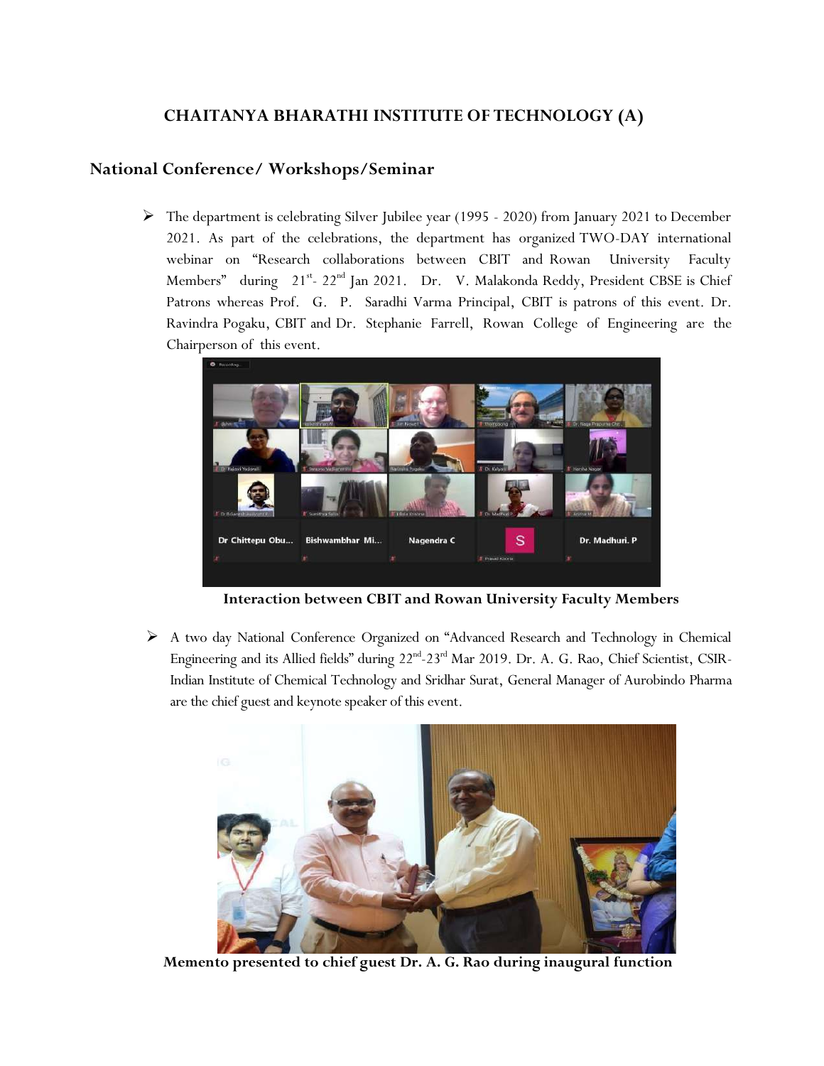# CHAITANYA BHARATHI INSTITUTE OF TECHNOLOGY (A)

## National Conference/ Workshops/Seminar

- The department is celebrating Silver Jubilee year (1995 - 2020) from January 2021 to December 2021. As part of the celebrations, the department has organized TWO-DAY international webinar on "Research collaborations between CBIT and Rowan University Faculty Members" during 21st- 22nd Jan 2021. Dr. V. Malakonda Reddy, President CBSE is Chief Patrons whereas Prof. G. P. Saradhi Varma Principal, CBIT is patrons of this event. Dr. Ravindra Pogaku, CBIT and Dr. Stephanie Farrell, Rowan College of Engineering are the Chairperson of this event.

**Interaction between CBIT and Rowan University Faculty Members**

- A two day National Conference Organized on "Advanced Research and Technology in Chemical Engineering and its Allied fields" during 22nd-23rd Mar 2019. Dr. A. G. Rao, Chief Scientist, CSIR-Indian Institute of Chemical Technology and Sridhar Surat, General Manager of Aurobindo Pharma are the chief guest and keynote speaker of this event.

**Memento presented to chief guest Dr. A. G. Rao during inaugural function**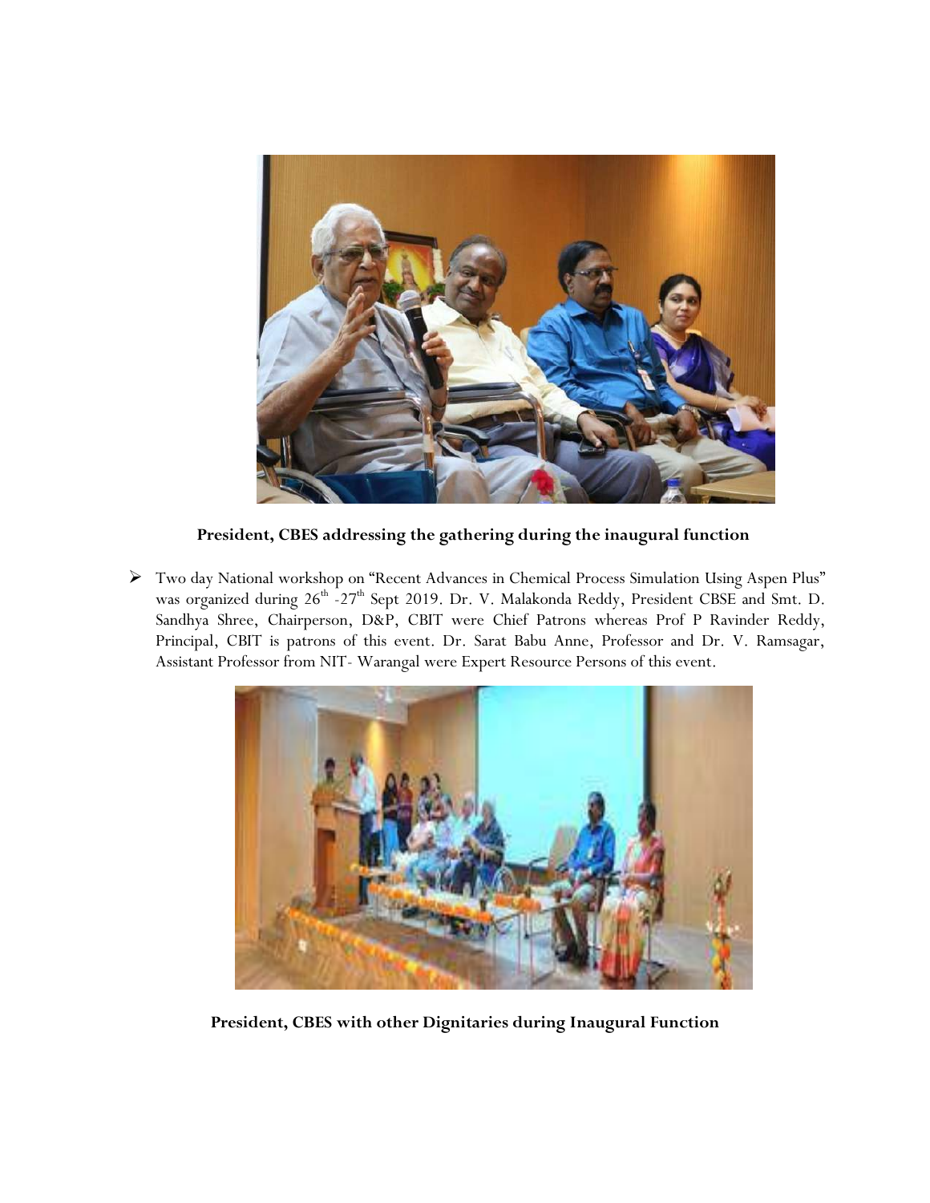**President, CBES addressing the gathering during the inaugural function**

- Two day National workshop on "Recent Advances in Chemical Process Simulation Using Aspen Plus" was organized during 26th -27th Sept 2019. Dr. V. Malakonda Reddy, President CBSE and Smt. D. Sandhya Shree, Chairperson, D&P, CBIT were Chief Patrons whereas Prof P Ravinder Reddy, Principal, CBIT is patrons of this event. Dr. Sarat Babu Anne, Professor and Dr. V. Ramsagar, Assistant Professor from NIT- Warangal were Expert Resource Persons of this event.

**President, CBES with other Dignitaries during Inaugural Function**